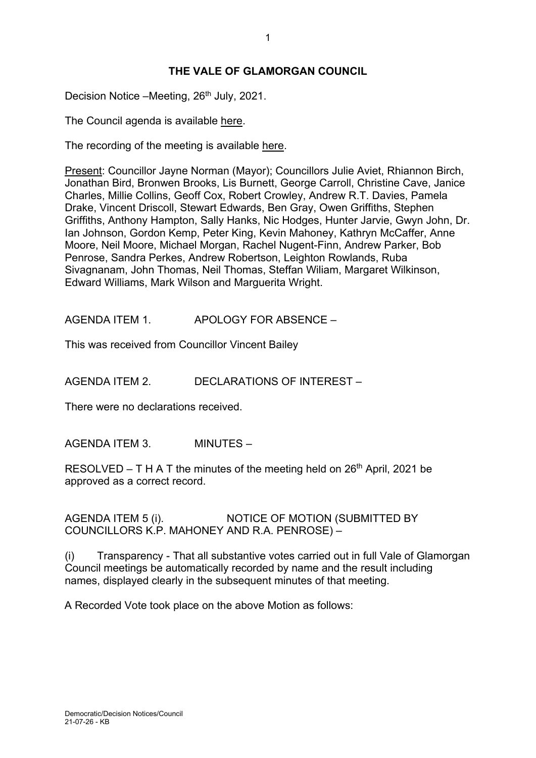# THE VALE OF GLAMORGAN COUNCIL

Decision Notice –Meeting, 26th July, 2021.

The Council agenda is available here.

The recording of the meeting is available here.

Present: Councillor Jayne Norman (Mayor); Councillors Julie Aviet, Rhiannon Birch, Jonathan Bird, Bronwen Brooks, Lis Burnett, George Carroll, Christine Cave, Janice Charles, Millie Collins, Geoff Cox, Robert Crowley, Andrew R.T. Davies, Pamela Drake, Vincent Driscoll, Stewart Edwards, Ben Gray, Owen Griffiths, Stephen Griffiths, Anthony Hampton, Sally Hanks, Nic Hodges, Hunter Jarvie, Gwyn John, Dr. Ian Johnson, Gordon Kemp, Peter King, Kevin Mahoney, Kathryn McCaffer, Anne Moore, Neil Moore, Michael Morgan, Rachel Nugent-Finn, Andrew Parker, Bob Penrose, Sandra Perkes, Andrew Robertson, Leighton Rowlands, Ruba Sivagnanam, John Thomas, Neil Thomas, Steffan Wiliam, Margaret Wilkinson, Edward Williams, Mark Wilson and Marguerita Wright.

AGENDA ITEM 1. APOLOGY FOR ABSENCE –

This was received from Councillor Vincent Bailey

AGENDA ITEM 2. DECLARATIONS OF INTEREST –

There were no declarations received.

AGENDA ITEM 3. MINUTES –

RESOLVED – T H A T the minutes of the meeting held on 26th April, 2021 be approved as a correct record.

AGENDA ITEM 5 (i). NOTICE OF MOTION (SUBMITTED BY COUNCILLORS K.P. MAHONEY AND R.A. PENROSE) –

(i) Transparency - That all substantive votes carried out in full Vale of Glamorgan Council meetings be automatically recorded by name and the result including names, displayed clearly in the subsequent minutes of that meeting.

A Recorded Vote took place on the above Motion as follows: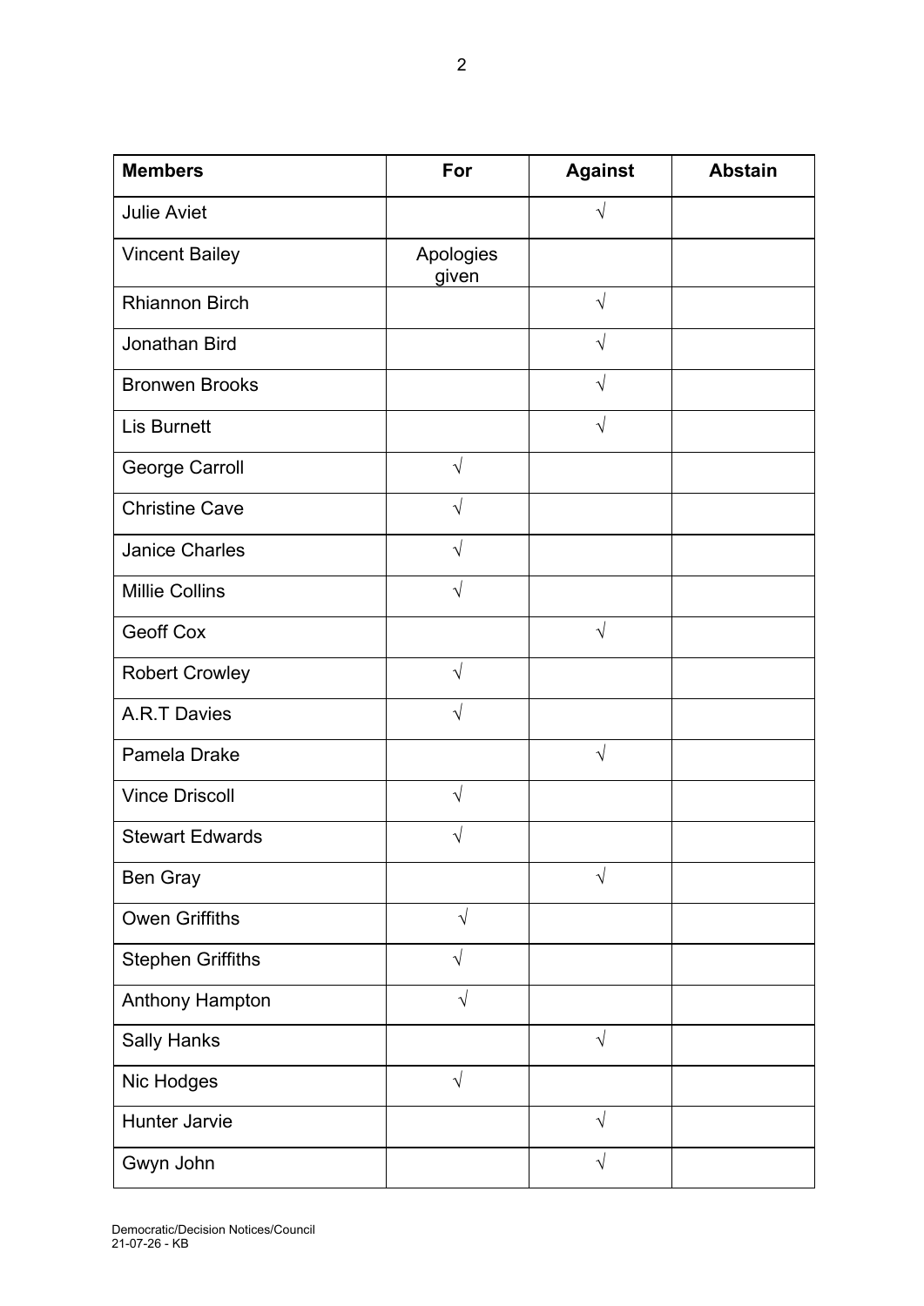| Members | For | Against | Abstain |
|---|---|---|---|
| Julie Aviet | | √ | |
| Vincent Bailey | Apologies given | | |
| Rhiannon Birch | | √ | |
| Jonathan Bird | | √ | |
| Bronwen Brooks | | √ | |
| Lis Burnett | | √ | |
| George Carroll | √ | | |
| Christine Cave | √ | | |
| Janice Charles | √ | | |
| Millie Collins | √ | | |
| Geoff Cox | | √ | |
| Robert Crowley | √ | | |
| A.R.T Davies | √ | | |
| Pamela Drake | | √ | |
| Vince Driscoll | √ | | |
| Stewart Edwards | √ | | |
| Ben Gray | | √ | |
| Owen Griffiths | √ | | |
| Stephen Griffiths | √ | | |
| Anthony Hampton | √ | | |
| Sally Hanks | | √ | |
| Nic Hodges | √ | | |
| Hunter Jarvie | | √ | |
| Gwyn John | | √ | |

Democratic/Decision Notices/Council
21-07-26 - KB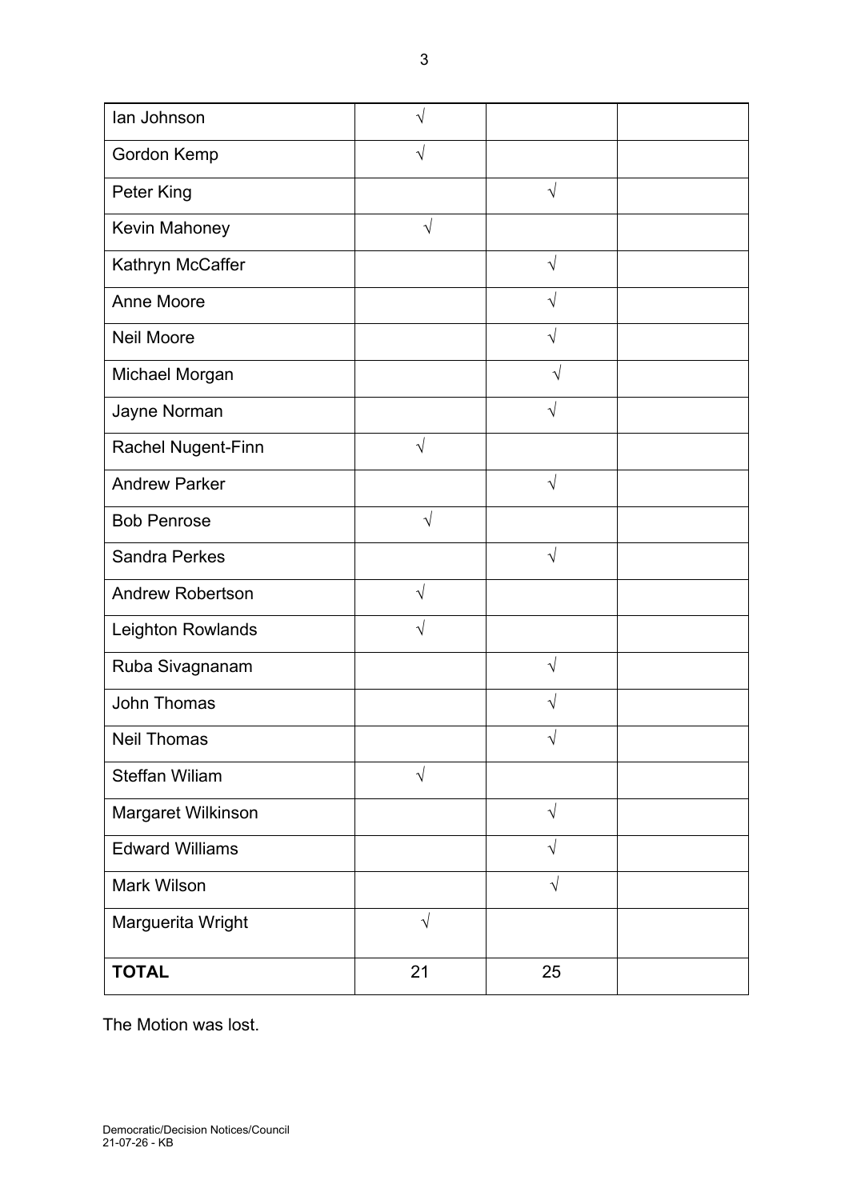| | | | |
|---|---|---|---|
| Ian Johnson | √ | | |
| Gordon Kemp | √ | | |
| Peter King | | √ | |
| Kevin Mahoney | √ | | |
| Kathryn McCaffer | | √ | |
| Anne Moore | | √ | |
| Neil Moore | | √ | |
| Michael Morgan | | √ | |
| Jayne Norman | | √ | |
| Rachel Nugent-Finn | √ | | |
| Andrew Parker | | √ | |
| Bob Penrose | √ | | |
| Sandra Perkes | | √ | |
| Andrew Robertson | √ | | |
| Leighton Rowlands | √ | | |
| Ruba Sivagnanam | | √ | |
| John Thomas | | √ | |
| Neil Thomas | | √ | |
| Steffan Wiliam | √ | | |
| Margaret Wilkinson | | √ | |
| Edward Williams | | √ | |
| Mark Wilson | | √ | |
| Marguerita Wright | √ | | |
| **TOTAL** | 21 | 25 | |

The Motion was lost.

Democratic/Decision Notices/Council
21-07-26 - KB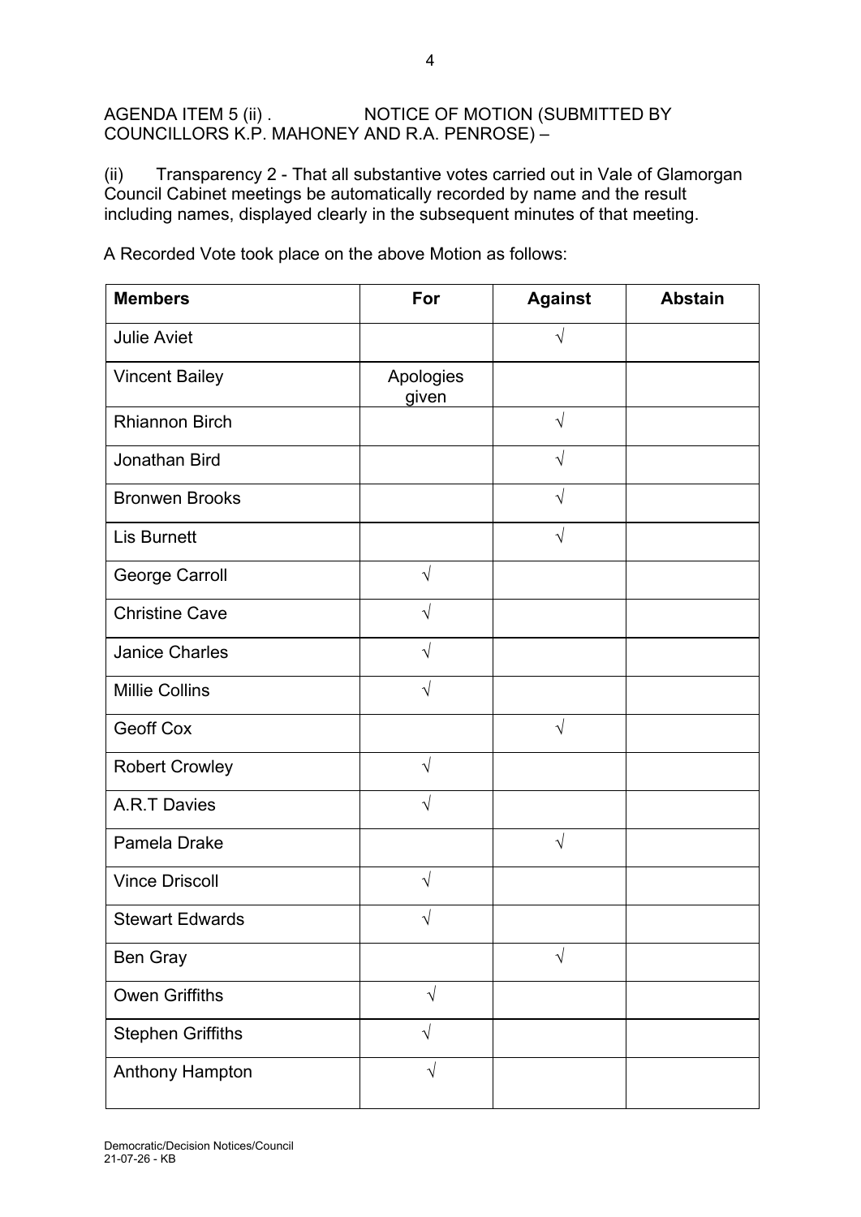AGENDA ITEM 5 (ii) . NOTICE OF MOTION (SUBMITTED BY COUNCILLORS K.P. MAHONEY AND R.A. PENROSE) –

(ii) Transparency 2 - That all substantive votes carried out in Vale of Glamorgan Council Cabinet meetings be automatically recorded by name and the result including names, displayed clearly in the subsequent minutes of that meeting.

A Recorded Vote took place on the above Motion as follows:

| Members | For | Against | Abstain |
|---|---|---|---|
| Julie Aviet | | √ | |
| Vincent Bailey | Apologies given | | |
| Rhiannon Birch | | √ | |
| Jonathan Bird | | √ | |
| Bronwen Brooks | | √ | |
| Lis Burnett | | √ | |
| George Carroll | √ | | |
| Christine Cave | √ | | |
| Janice Charles | √ | | |
| Millie Collins | √ | | |
| Geoff Cox | | √ | |
| Robert Crowley | √ | | |
| A.R.T Davies | √ | | |
| Pamela Drake | | √ | |
| Vince Driscoll | √ | | |
| Stewart Edwards | √ | | |
| Ben Gray | | √ | |
| Owen Griffiths | √ | | |
| Stephen Griffiths | √ | | |
| Anthony Hampton | √ | | |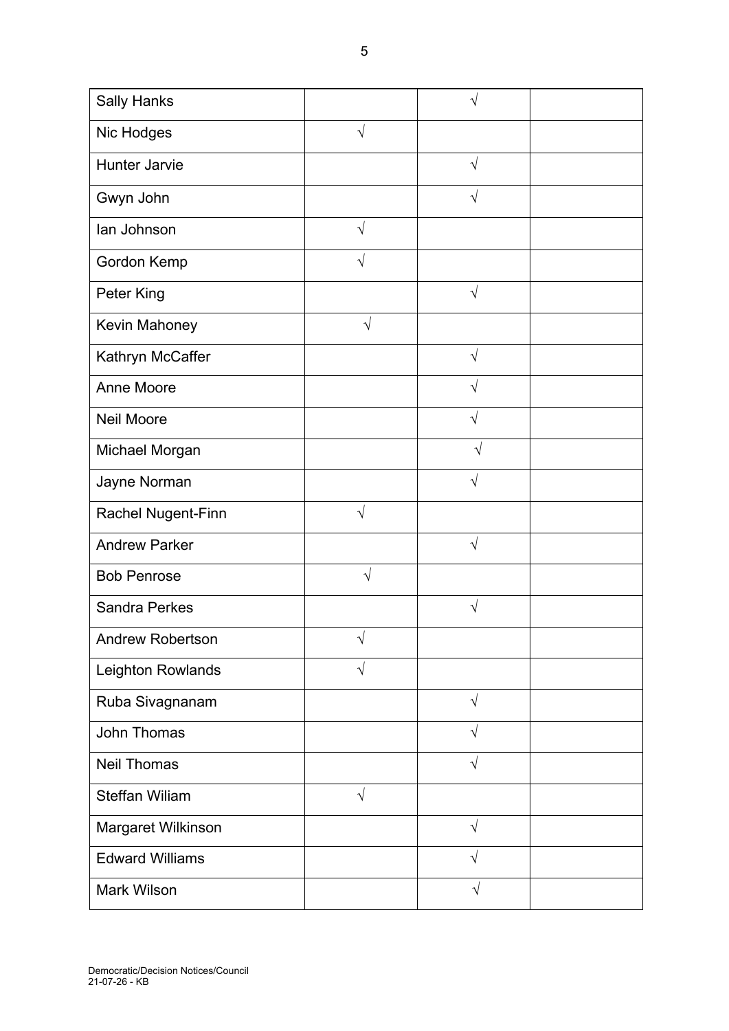| | | | |
|---|---|---|---|
| Sally Hanks | | √ | |
| Nic Hodges | √ | | |
| Hunter Jarvie | | √ | |
| Gwyn John | | √ | |
| Ian Johnson | √ | | |
| Gordon Kemp | √ | | |
| Peter King | | √ | |
| Kevin Mahoney | √ | | |
| Kathryn McCaffer | | √ | |
| Anne Moore | | √ | |
| Neil Moore | | √ | |
| Michael Morgan | | √ | |
| Jayne Norman | | √ | |
| Rachel Nugent-Finn | √ | | |
| Andrew Parker | | √ | |
| Bob Penrose | √ | | |
| Sandra Perkes | | √ | |
| Andrew Robertson | √ | | |
| Leighton Rowlands | √ | | |
| Ruba Sivagnanam | | √ | |
| John Thomas | | √ | |
| Neil Thomas | | √ | |
| Steffan Wiliam | √ | | |
| Margaret Wilkinson | | √ | |
| Edward Williams | | √ | |
| Mark Wilson | | √ | |

Democratic/Decision Notices/Council
21-07-26 - KB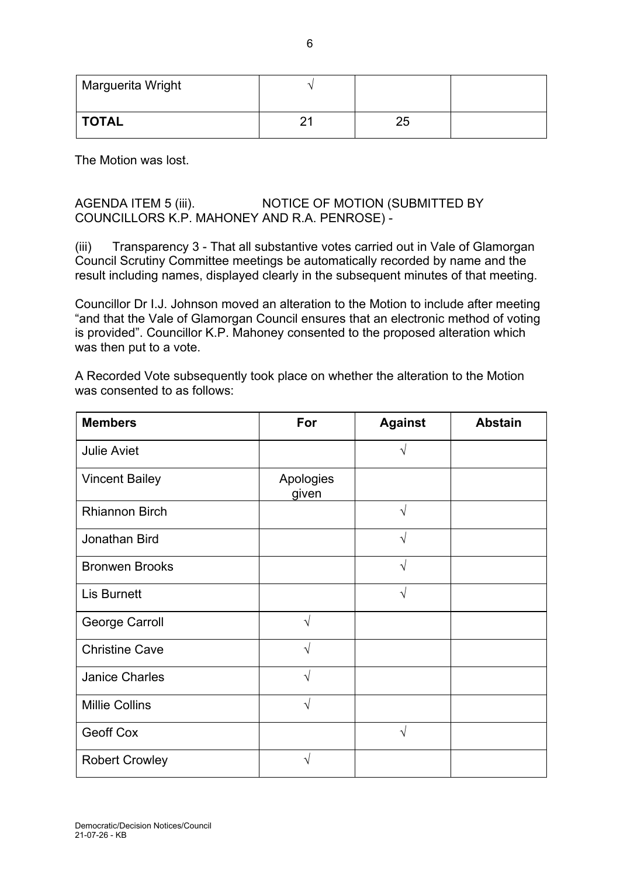| Marguerita Wright | √ | | |
| --- | --- | --- | --- |
| **TOTAL** | 21 | 25 | |

The Motion was lost.

AGENDA ITEM 5 (iii). NOTICE OF MOTION (SUBMITTED BY COUNCILLORS K.P. MAHONEY AND R.A. PENROSE) -

(iii) Transparency 3 - That all substantive votes carried out in Vale of Glamorgan Council Scrutiny Committee meetings be automatically recorded by name and the result including names, displayed clearly in the subsequent minutes of that meeting.

Councillor Dr I.J. Johnson moved an alteration to the Motion to include after meeting "and that the Vale of Glamorgan Council ensures that an electronic method of voting is provided". Councillor K.P. Mahoney consented to the proposed alteration which was then put to a vote.

A Recorded Vote subsequently took place on whether the alteration to the Motion was consented to as follows:

| **Members** | **For** | **Against** | **Abstain** |
| --- | --- | --- | --- |
| Julie Aviet | | √ | |
| Vincent Bailey | Apologies given | | |
| Rhiannon Birch | | √ | |
| Jonathan Bird | | √ | |
| Bronwen Brooks | | √ | |
| Lis Burnett | | √ | |
| George Carroll | √ | | |
| Christine Cave | √ | | |
| Janice Charles | √ | | |
| Millie Collins | √ | | |
| Geoff Cox | | √ | |
| Robert Crowley | √ | | |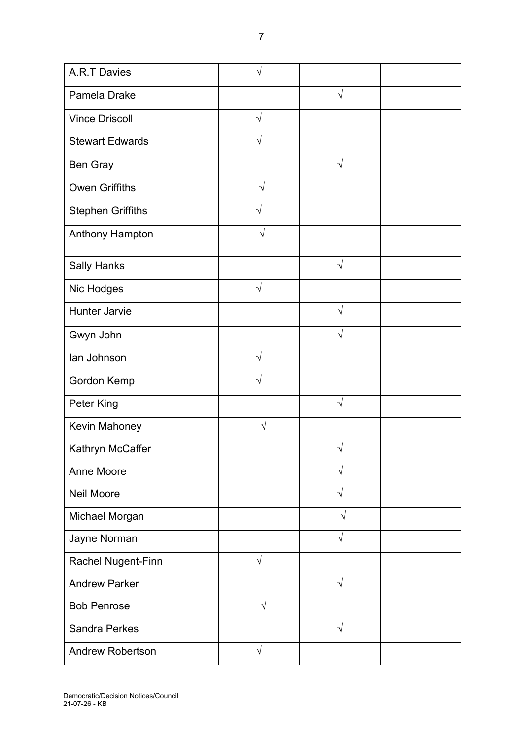| | | | |
|---|---|---|---|
| A.R.T Davies | √ | | |
| Pamela Drake | | √ | |
| Vince Driscoll | √ | | |
| Stewart Edwards | √ | | |
| Ben Gray | | √ | |
| Owen Griffiths | √ | | |
| Stephen Griffiths | √ | | |
| Anthony Hampton | √ | | |
| Sally Hanks | | √ | |
| Nic Hodges | √ | | |
| Hunter Jarvie | | √ | |
| Gwyn John | | √ | |
| Ian Johnson | √ | | |
| Gordon Kemp | √ | | |
| Peter King | | √ | |
| Kevin Mahoney | √ | | |
| Kathryn McCaffer | | √ | |
| Anne Moore | | √ | |
| Neil Moore | | √ | |
| Michael Morgan | | √ | |
| Jayne Norman | | √ | |
| Rachel Nugent-Finn | √ | | |
| Andrew Parker | | √ | |
| Bob Penrose | √ | | |
| Sandra Perkes | | √ | |
| Andrew Robertson | √ | | |

Democratic/Decision Notices/Council
21-07-26 - KB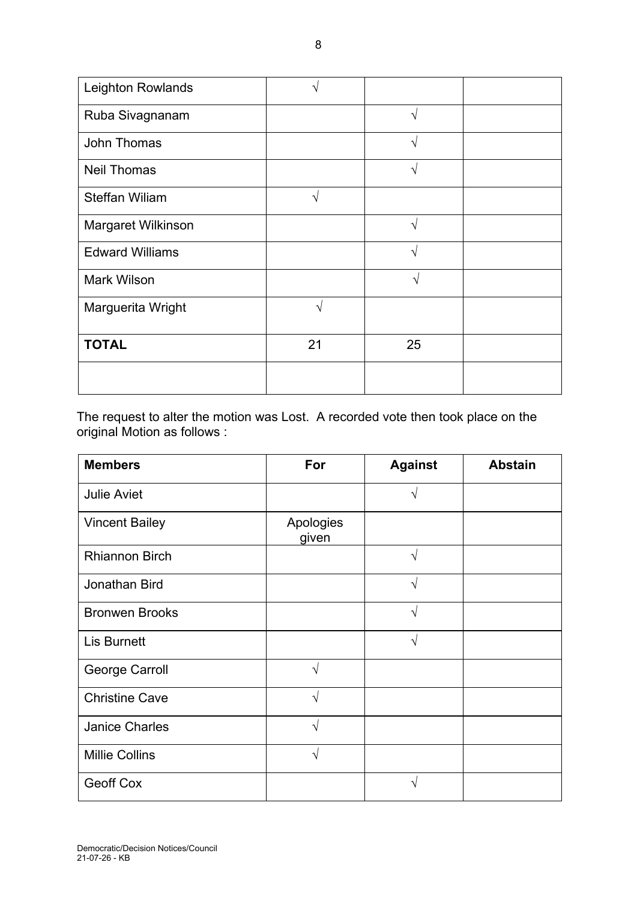| | | | |
|---|---|---|---|
| Leighton Rowlands | √ | | |
| Ruba Sivagnanam | | √ | |
| John Thomas | | √ | |
| Neil Thomas | | √ | |
| Steffan Wiliam | √ | | |
| Margaret Wilkinson | | √ | |
| Edward Williams | | √ | |
| Mark Wilson | | √ | |
| Marguerita Wright | √ | | |
| **TOTAL** | 21 | 25 | |
| | | | |

The request to alter the motion was Lost. A recorded vote then took place on the original Motion as follows :

| **Members** | **For** | **Against** | **Abstain** |
|---|---|---|---|
| Julie Aviet | | √ | |
| Vincent Bailey | Apologies given | | |
| Rhiannon Birch | | √ | |
| Jonathan Bird | | √ | |
| Bronwen Brooks | | √ | |
| Lis Burnett | | √ | |
| George Carroll | √ | | |
| Christine Cave | √ | | |
| Janice Charles | √ | | |
| Millie Collins | √ | | |
| Geoff Cox | | √ | |

Democratic/Decision Notices/Council
21-07-26 - KB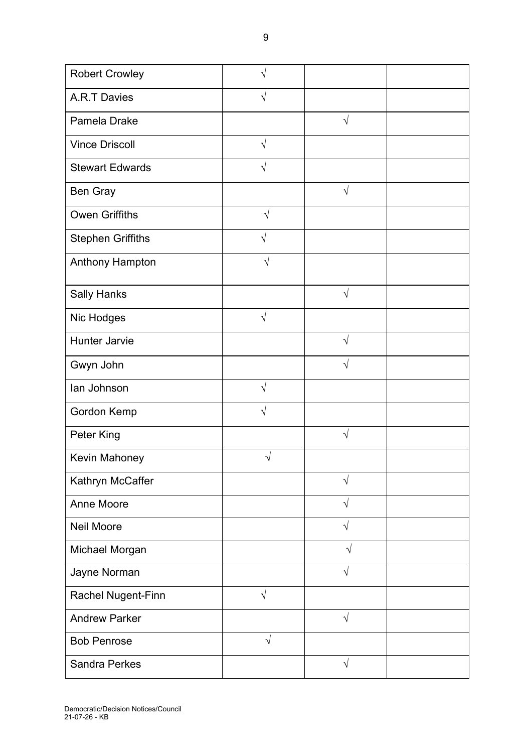| | | | |
|---|---|---|---|
| Robert Crowley | √ | | |
| A.R.T Davies | √ | | |
| Pamela Drake | | √ | |
| Vince Driscoll | √ | | |
| Stewart Edwards | √ | | |
| Ben Gray | | √ | |
| Owen Griffiths | √ | | |
| Stephen Griffiths | √ | | |
| Anthony Hampton | √ | | |
| Sally Hanks | | √ | |
| Nic Hodges | √ | | |
| Hunter Jarvie | | √ | |
| Gwyn John | | √ | |
| Ian Johnson | √ | | |
| Gordon Kemp | √ | | |
| Peter King | | √ | |
| Kevin Mahoney | √ | | |
| Kathryn McCaffer | | √ | |
| Anne Moore | | √ | |
| Neil Moore | | √ | |
| Michael Morgan | | √ | |
| Jayne Norman | | √ | |
| Rachel Nugent-Finn | √ | | |
| Andrew Parker | | √ | |
| Bob Penrose | √ | | |
| Sandra Perkes | | √ | |

Democratic/Decision Notices/Council
21-07-26 - KB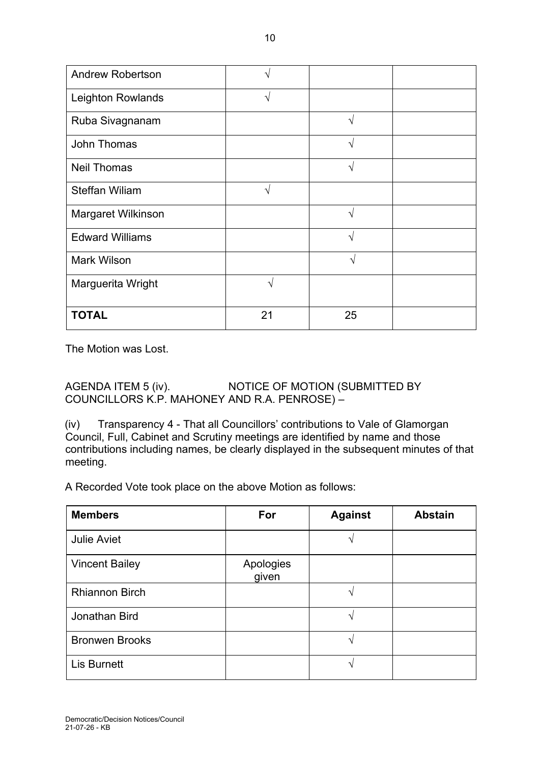| | | | |
|---|---|---|---|
| Andrew Robertson | √ | | |
| Leighton Rowlands | √ | | |
| Ruba Sivagnanam | | √ | |
| John Thomas | | √ | |
| Neil Thomas | | √ | |
| Steffan Wiliam | √ | | |
| Margaret Wilkinson | | √ | |
| Edward Williams | | √ | |
| Mark Wilson | | √ | |
| Marguerita Wright | √ | | |
| **TOTAL** | 21 | 25 | |

The Motion was Lost.

AGENDA ITEM 5 (iv). NOTICE OF MOTION (SUBMITTED BY COUNCILLORS K.P. MAHONEY AND R.A. PENROSE) –

(iv) Transparency 4 - That all Councillors' contributions to Vale of Glamorgan Council, Full, Cabinet and Scrutiny meetings are identified by name and those contributions including names, be clearly displayed in the subsequent minutes of that meeting.

A Recorded Vote took place on the above Motion as follows:

| **Members** | **For** | **Against** | **Abstain** |
|---|---|---|---|
| Julie Aviet | | √ | |
| Vincent Bailey | Apologies given | | |
| Rhiannon Birch | | √ | |
| Jonathan Bird | | √ | |
| Bronwen Brooks | | √ | |
| Lis Burnett | | √ | |

Democratic/Decision Notices/Council
21-07-26 - KB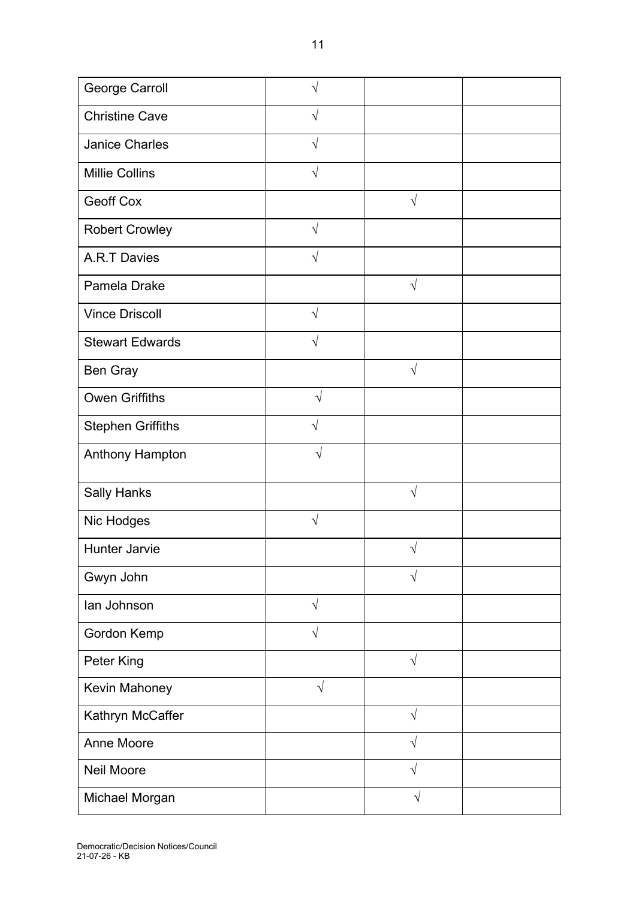| | | | |
|---|---|---|---|
| George Carroll | √ | | |
| Christine Cave | √ | | |
| Janice Charles | √ | | |
| Millie Collins | √ | | |
| Geoff Cox | | √ | |
| Robert Crowley | √ | | |
| A.R.T Davies | √ | | |
| Pamela Drake | | √ | |
| Vince Driscoll | √ | | |
| Stewart Edwards | √ | | |
| Ben Gray | | √ | |
| Owen Griffiths | √ | | |
| Stephen Griffiths | √ | | |
| Anthony Hampton | √ | | |
| Sally Hanks | | √ | |
| Nic Hodges | √ | | |
| Hunter Jarvie | | √ | |
| Gwyn John | | √ | |
| Ian Johnson | √ | | |
| Gordon Kemp | √ | | |
| Peter King | | √ | |
| Kevin Mahoney | √ | | |
| Kathryn McCaffer | | √ | |
| Anne Moore | | √ | |
| Neil Moore | | √ | |
| Michael Morgan | | √ | |

Democratic/Decision Notices/Council
21-07-26 - KB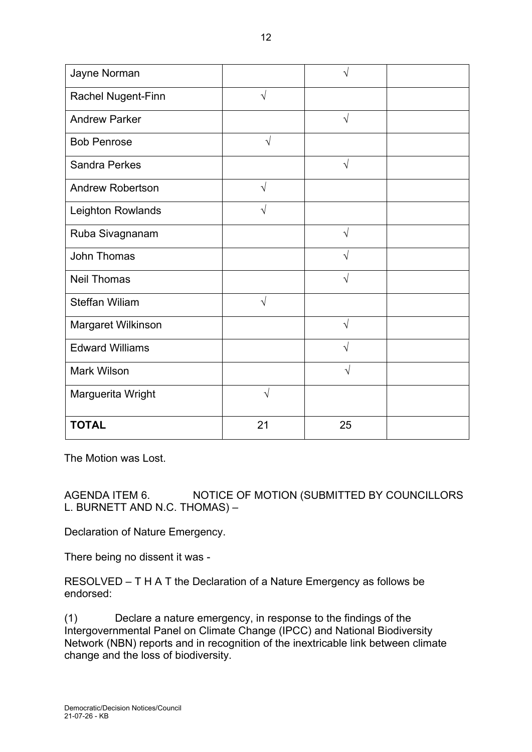| | | | |
|---|---|---|---|
| Jayne Norman | | √ | |
| Rachel Nugent-Finn | √ | | |
| Andrew Parker | | √ | |
| Bob Penrose | √ | | |
| Sandra Perkes | | √ | |
| Andrew Robertson | √ | | |
| Leighton Rowlands | √ | | |
| Ruba Sivagnanam | | √ | |
| John Thomas | | √ | |
| Neil Thomas | | √ | |
| Steffan Wiliam | √ | | |
| Margaret Wilkinson | | √ | |
| Edward Williams | | √ | |
| Mark Wilson | | √ | |
| Marguerita Wright | √ | | |
| **TOTAL** | 21 | 25 | |

The Motion was Lost.

AGENDA ITEM 6. NOTICE OF MOTION (SUBMITTED BY COUNCILLORS L. BURNETT AND N.C. THOMAS) –

Declaration of Nature Emergency.

There being no dissent it was -

RESOLVED – T H A T the Declaration of a Nature Emergency as follows be endorsed:

(1) Declare a nature emergency, in response to the findings of the Intergovernmental Panel on Climate Change (IPCC) and National Biodiversity Network (NBN) reports and in recognition of the inextricable link between climate change and the loss of biodiversity.

Democratic/Decision Notices/Council
21-07-26 - KB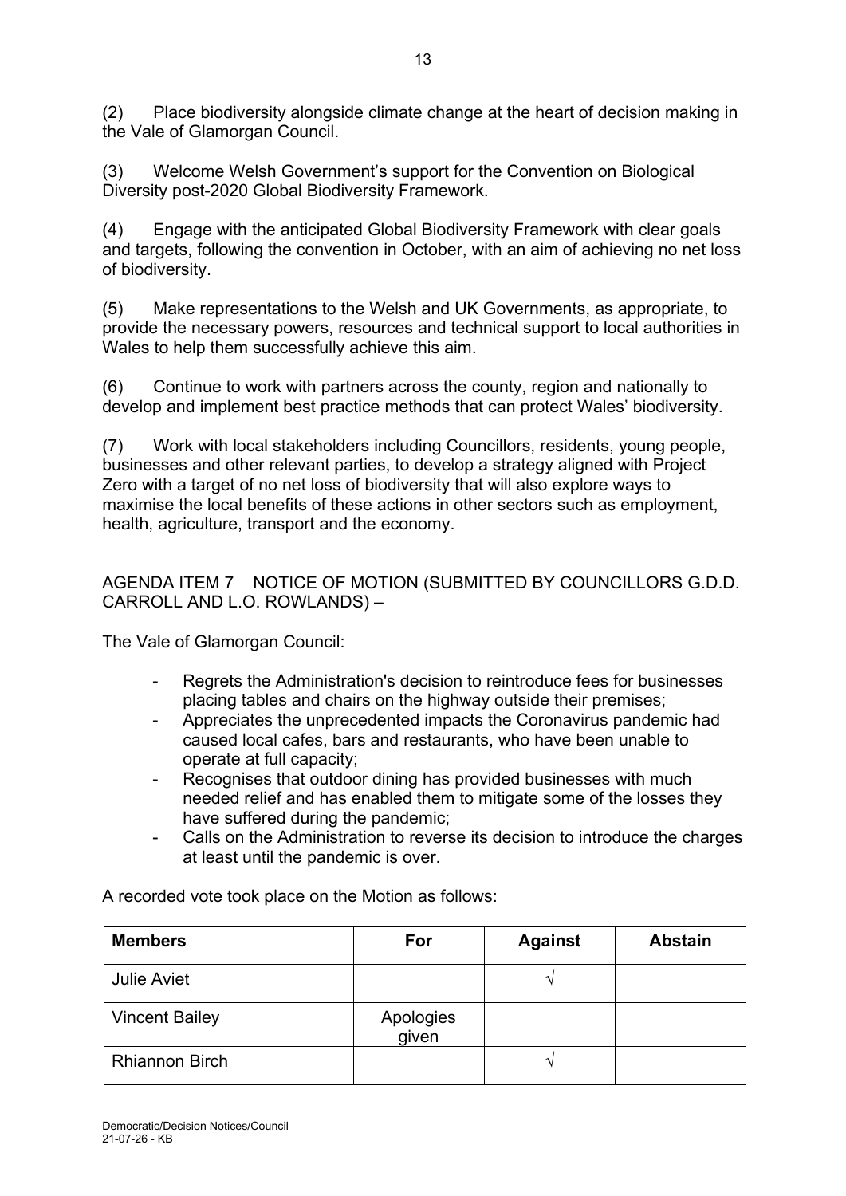(2) Place biodiversity alongside climate change at the heart of decision making in the Vale of Glamorgan Council.

(3) Welcome Welsh Government's support for the Convention on Biological Diversity post-2020 Global Biodiversity Framework.

(4) Engage with the anticipated Global Biodiversity Framework with clear goals and targets, following the convention in October, with an aim of achieving no net loss of biodiversity.

(5) Make representations to the Welsh and UK Governments, as appropriate, to provide the necessary powers, resources and technical support to local authorities in Wales to help them successfully achieve this aim.

(6) Continue to work with partners across the county, region and nationally to develop and implement best practice methods that can protect Wales' biodiversity.

(7) Work with local stakeholders including Councillors, residents, young people, businesses and other relevant parties, to develop a strategy aligned with Project Zero with a target of no net loss of biodiversity that will also explore ways to maximise the local benefits of these actions in other sectors such as employment, health, agriculture, transport and the economy.

AGENDA ITEM 7 NOTICE OF MOTION (SUBMITTED BY COUNCILLORS G.D.D. CARROLL AND L.O. ROWLANDS) –

The Vale of Glamorgan Council:

- Regrets the Administration's decision to reintroduce fees for businesses placing tables and chairs on the highway outside their premises;
- Appreciates the unprecedented impacts the Coronavirus pandemic had caused local cafes, bars and restaurants, who have been unable to operate at full capacity;
- Recognises that outdoor dining has provided businesses with much needed relief and has enabled them to mitigate some of the losses they have suffered during the pandemic;
- Calls on the Administration to reverse its decision to introduce the charges at least until the pandemic is over.

A recorded vote took place on the Motion as follows:

| Members | For | Against | Abstain |
|---|---|---|---|
| Julie Aviet | | √ | |
| Vincent Bailey | Apologies given | | |
| Rhiannon Birch | | √ | |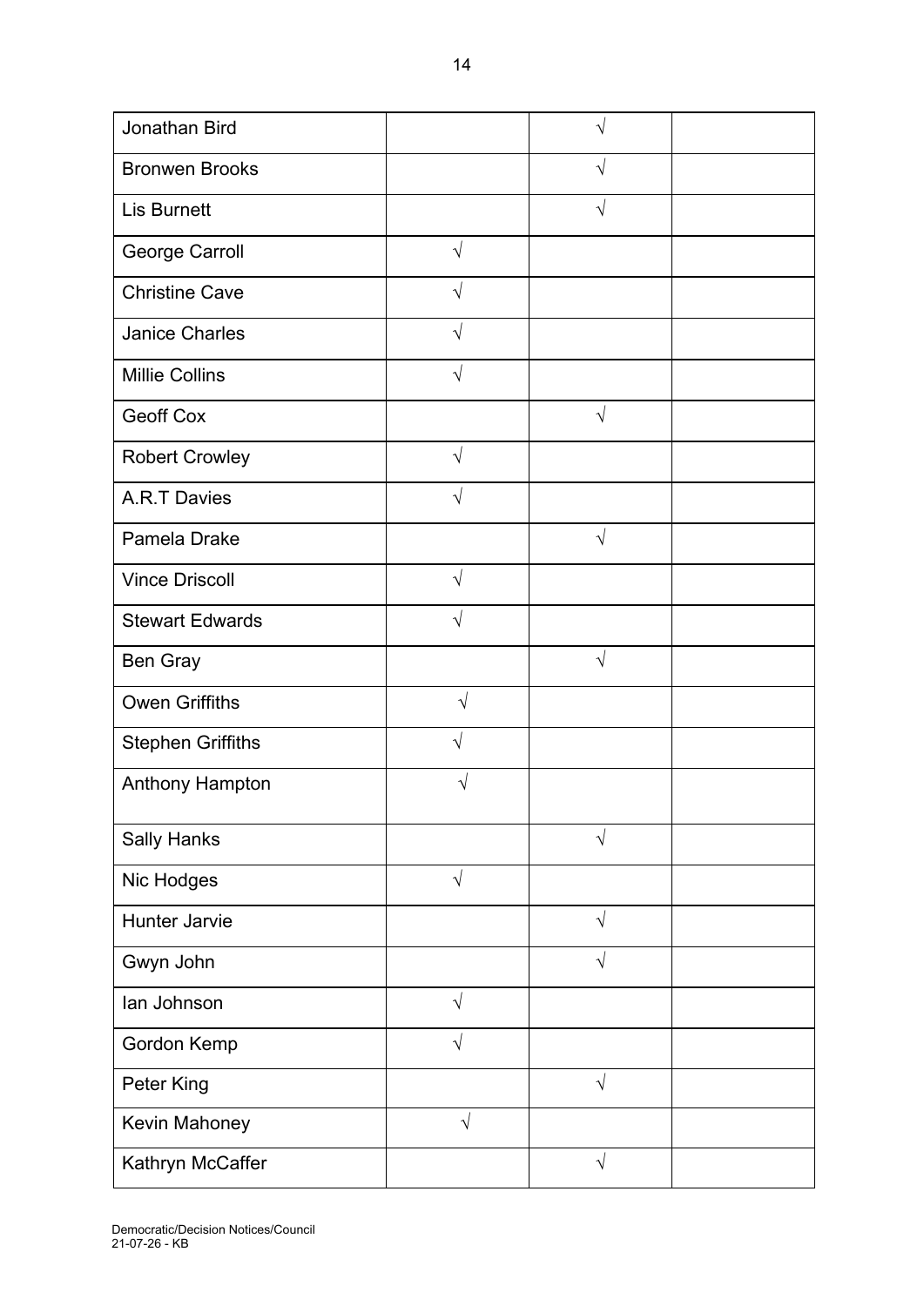| | | | |
|---|---|---|---|
| Jonathan Bird | | √ | |
| Bronwen Brooks | | √ | |
| Lis Burnett | | √ | |
| George Carroll | √ | | |
| Christine Cave | √ | | |
| Janice Charles | √ | | |
| Millie Collins | √ | | |
| Geoff Cox | | √ | |
| Robert Crowley | √ | | |
| A.R.T Davies | √ | | |
| Pamela Drake | | √ | |
| Vince Driscoll | √ | | |
| Stewart Edwards | √ | | |
| Ben Gray | | √ | |
| Owen Griffiths | √ | | |
| Stephen Griffiths | √ | | |
| Anthony Hampton | √ | | |
| Sally Hanks | | √ | |
| Nic Hodges | √ | | |
| Hunter Jarvie | | √ | |
| Gwyn John | | √ | |
| Ian Johnson | √ | | |
| Gordon Kemp | √ | | |
| Peter King | | √ | |
| Kevin Mahoney | √ | | |
| Kathryn McCaffer | | √ | |

Democratic/Decision Notices/Council
21-07-26 - KB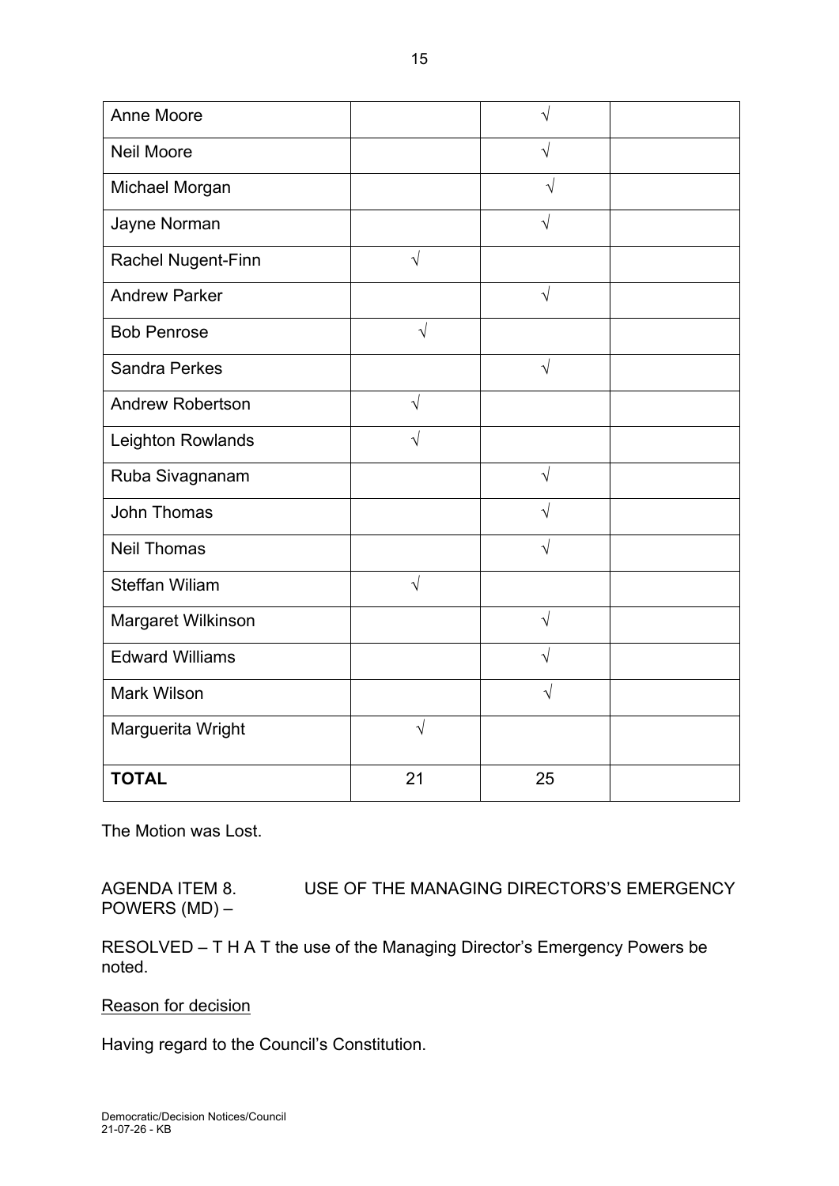| | | | |
|---|---|---|---|
| Anne Moore | | √ | |
| Neil Moore | | √ | |
| Michael Morgan | | √ | |
| Jayne Norman | | √ | |
| Rachel Nugent-Finn | √ | | |
| Andrew Parker | | √ | |
| Bob Penrose | √ | | |
| Sandra Perkes | | √ | |
| Andrew Robertson | √ | | |
| Leighton Rowlands | √ | | |
| Ruba Sivagnanam | | √ | |
| John Thomas | | √ | |
| Neil Thomas | | √ | |
| Steffan Wiliam | √ | | |
| Margaret Wilkinson | | √ | |
| Edward Williams | | √ | |
| Mark Wilson | | √ | |
| Marguerita Wright | √ | | |
| **TOTAL** | 21 | 25 | |

The Motion was Lost.

AGENDA ITEM 8. USE OF THE MANAGING DIRECTORS'S EMERGENCY POWERS (MD) –

RESOLVED – T H A T the use of the Managing Director's Emergency Powers be noted.

Reason for decision

Having regard to the Council's Constitution.

Democratic/Decision Notices/Council
21-07-26 - KB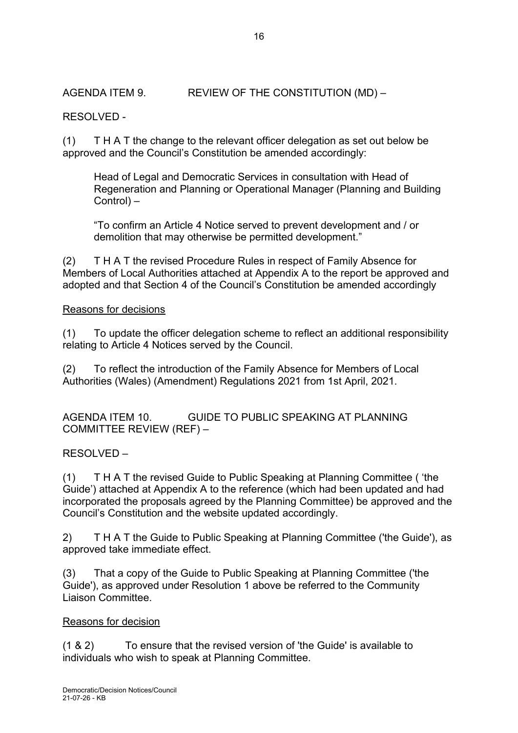AGENDA ITEM 9. REVIEW OF THE CONSTITUTION (MD) –

RESOLVED -

(1) T H A T the change to the relevant officer delegation as set out below be approved and the Council's Constitution be amended accordingly:

> Head of Legal and Democratic Services in consultation with Head of Regeneration and Planning or Operational Manager (Planning and Building Control) –
>
> "To confirm an Article 4 Notice served to prevent development and / or demolition that may otherwise be permitted development."

(2) T H A T the revised Procedure Rules in respect of Family Absence for Members of Local Authorities attached at Appendix A to the report be approved and adopted and that Section 4 of the Council's Constitution be amended accordingly

<u>Reasons for decisions</u>

(1) To update the officer delegation scheme to reflect an additional responsibility relating to Article 4 Notices served by the Council.

(2) To reflect the introduction of the Family Absence for Members of Local Authorities (Wales) (Amendment) Regulations 2021 from 1st April, 2021.

AGENDA ITEM 10. GUIDE TO PUBLIC SPEAKING AT PLANNING COMMITTEE REVIEW (REF) –

RESOLVED –

(1) T H A T the revised Guide to Public Speaking at Planning Committee ( 'the Guide') attached at Appendix A to the reference (which had been updated and had incorporated the proposals agreed by the Planning Committee) be approved and the Council's Constitution and the website updated accordingly.

2) T H A T the Guide to Public Speaking at Planning Committee ('the Guide'), as approved take immediate effect.

(3) That a copy of the Guide to Public Speaking at Planning Committee ('the Guide'), as approved under Resolution 1 above be referred to the Community Liaison Committee.

<u>Reasons for decision</u>

(1 & 2) To ensure that the revised version of 'the Guide' is available to individuals who wish to speak at Planning Committee.

Democratic/Decision Notices/Council
21-07-26 - KB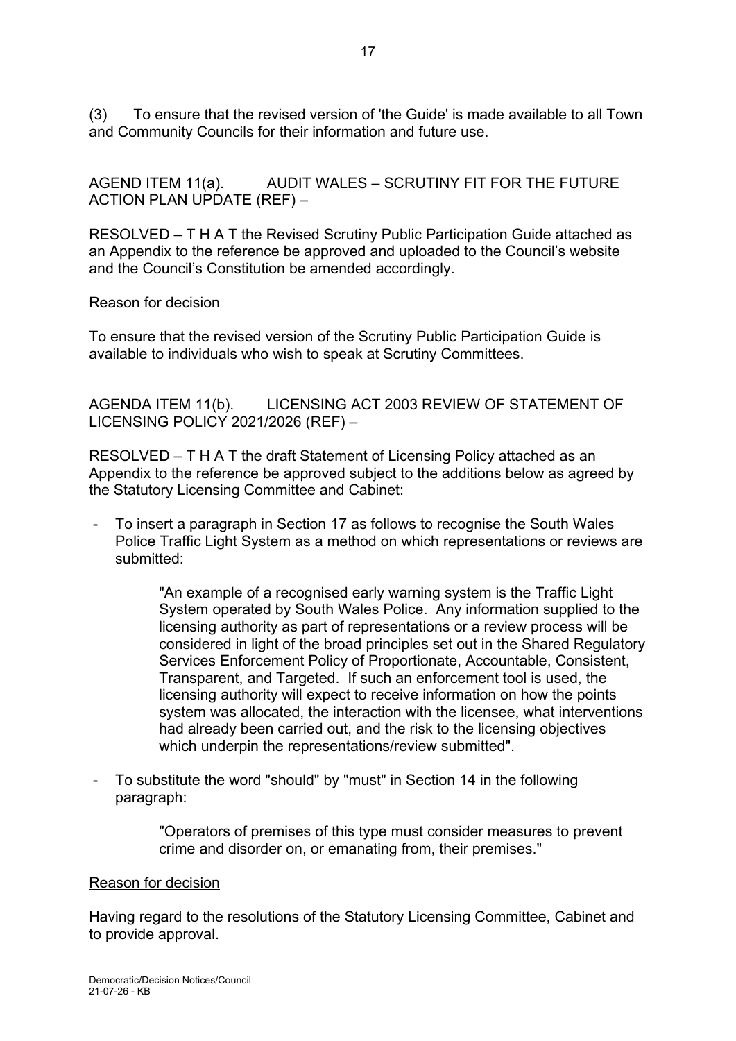(3) To ensure that the revised version of 'the Guide' is made available to all Town and Community Councils for their information and future use.

AGEND ITEM 11(a). AUDIT WALES – SCRUTINY FIT FOR THE FUTURE ACTION PLAN UPDATE (REF) –

RESOLVED – T H A T the Revised Scrutiny Public Participation Guide attached as an Appendix to the reference be approved and uploaded to the Council's website and the Council's Constitution be amended accordingly.

Reason for decision

To ensure that the revised version of the Scrutiny Public Participation Guide is available to individuals who wish to speak at Scrutiny Committees.

AGENDA ITEM 11(b). LICENSING ACT 2003 REVIEW OF STATEMENT OF LICENSING POLICY 2021/2026 (REF) –

RESOLVED – T H A T the draft Statement of Licensing Policy attached as an Appendix to the reference be approved subject to the additions below as agreed by the Statutory Licensing Committee and Cabinet:

- To insert a paragraph in Section 17 as follows to recognise the South Wales Police Traffic Light System as a method on which representations or reviews are submitted:

  > "An example of a recognised early warning system is the Traffic Light System operated by South Wales Police. Any information supplied to the licensing authority as part of representations or a review process will be considered in light of the broad principles set out in the Shared Regulatory Services Enforcement Policy of Proportionate, Accountable, Consistent, Transparent, and Targeted. If such an enforcement tool is used, the licensing authority will expect to receive information on how the points system was allocated, the interaction with the licensee, what interventions had already been carried out, and the risk to the licensing objectives which underpin the representations/review submitted".

- To substitute the word "should" by "must" in Section 14 in the following paragraph:

  > "Operators of premises of this type must consider measures to prevent crime and disorder on, or emanating from, their premises."

Reason for decision

Having regard to the resolutions of the Statutory Licensing Committee, Cabinet and to provide approval.

Democratic/Decision Notices/Council
21-07-26 - KB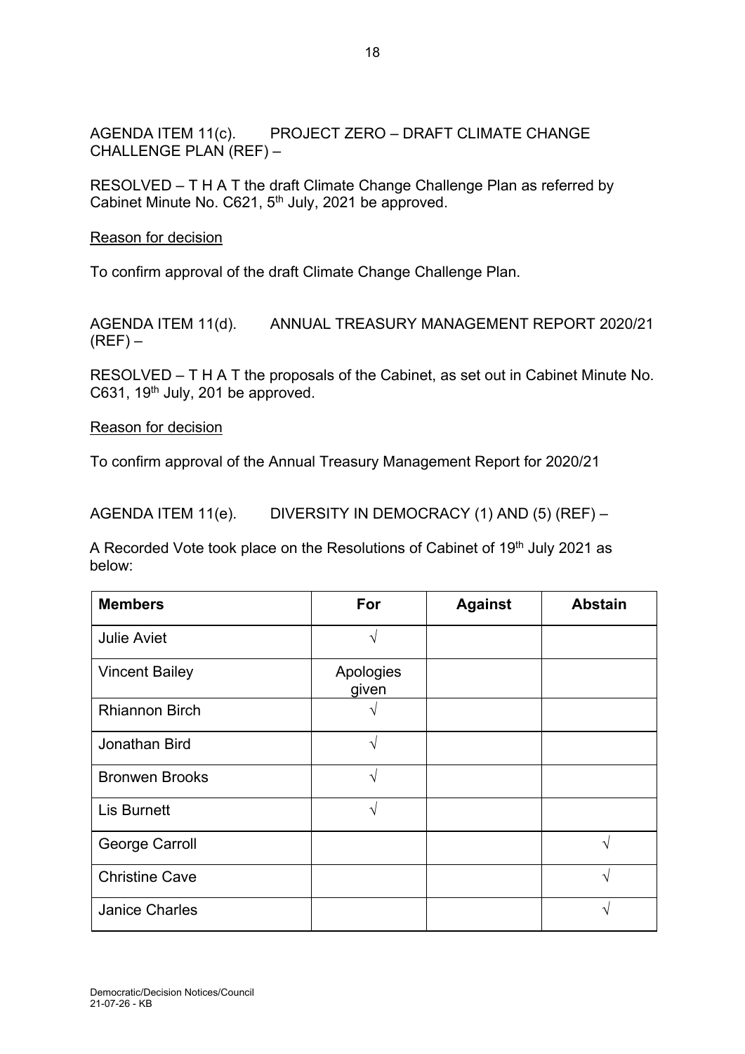AGENDA ITEM 11(c). PROJECT ZERO – DRAFT CLIMATE CHANGE CHALLENGE PLAN (REF) –

RESOLVED – T H A T the draft Climate Change Challenge Plan as referred by Cabinet Minute No. C621, 5th July, 2021 be approved.

Reason for decision

To confirm approval of the draft Climate Change Challenge Plan.

AGENDA ITEM 11(d). ANNUAL TREASURY MANAGEMENT REPORT 2020/21 (REF) –

RESOLVED – T H A T the proposals of the Cabinet, as set out in Cabinet Minute No. C631, 19th July, 201 be approved.

Reason for decision

To confirm approval of the Annual Treasury Management Report for 2020/21

AGENDA ITEM 11(e). DIVERSITY IN DEMOCRACY (1) AND (5) (REF) –

A Recorded Vote took place on the Resolutions of Cabinet of 19th July 2021 as below:

| Members | For | Against | Abstain |
|---|---|---|---|
| Julie Aviet | √ | | |
| Vincent Bailey | Apologies given | | |
| Rhiannon Birch | √ | | |
| Jonathan Bird | √ | | |
| Bronwen Brooks | √ | | |
| Lis Burnett | √ | | |
| George Carroll | | | √ |
| Christine Cave | | | √ |
| Janice Charles | | | √ |

Democratic/Decision Notices/Council
21-07-26 - KB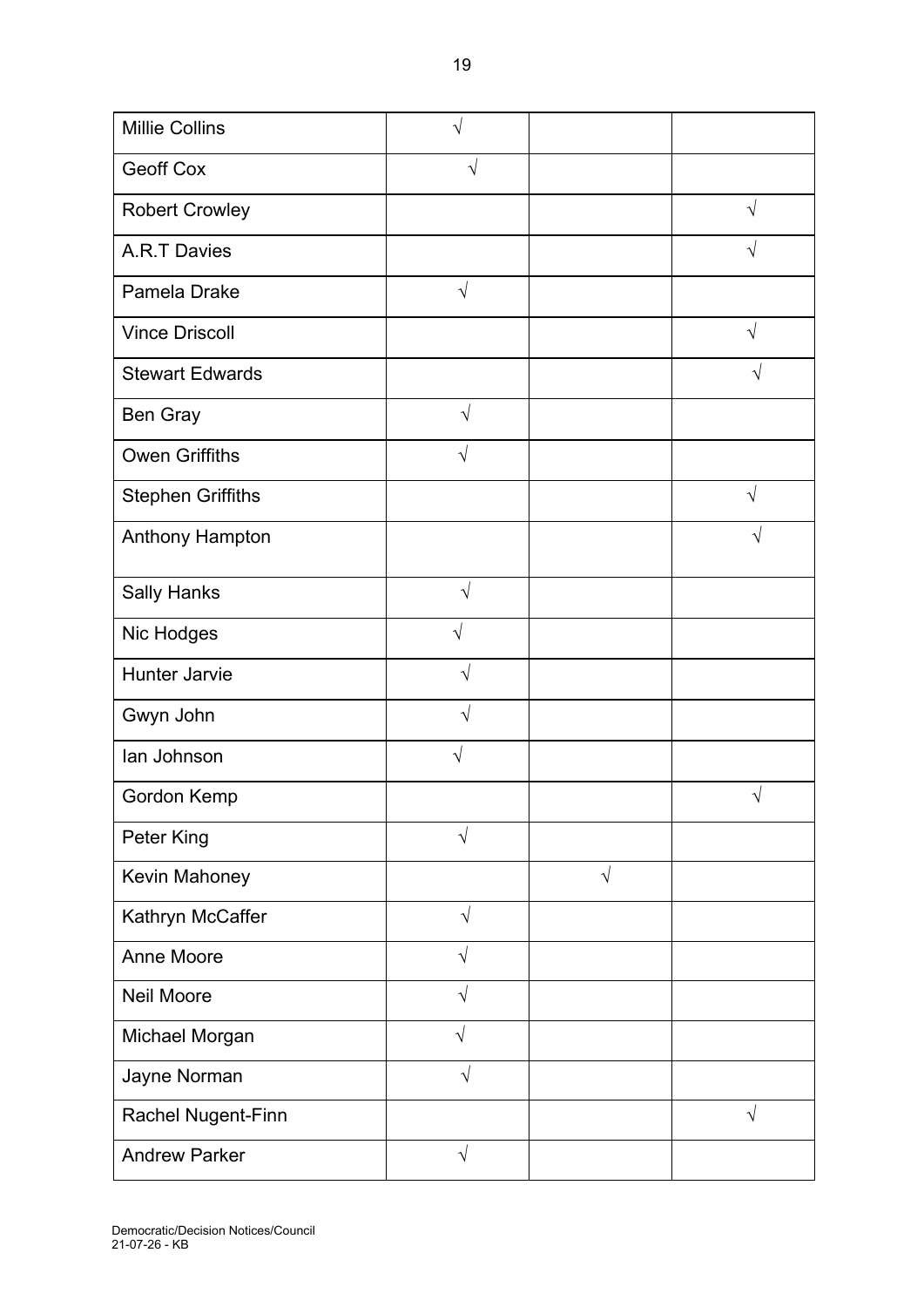| | | | |
|---|---|---|---|
| Millie Collins | √ | | |
| Geoff Cox | √ | | |
| Robert Crowley | | | √ |
| A.R.T Davies | | | √ |
| Pamela Drake | √ | | |
| Vince Driscoll | | | √ |
| Stewart Edwards | | | √ |
| Ben Gray | √ | | |
| Owen Griffiths | √ | | |
| Stephen Griffiths | | | √ |
| Anthony Hampton | | | √ |
| Sally Hanks | √ | | |
| Nic Hodges | √ | | |
| Hunter Jarvie | √ | | |
| Gwyn John | √ | | |
| Ian Johnson | √ | | |
| Gordon Kemp | | | √ |
| Peter King | √ | | |
| Kevin Mahoney | | √ | |
| Kathryn McCaffer | √ | | |
| Anne Moore | √ | | |
| Neil Moore | √ | | |
| Michael Morgan | √ | | |
| Jayne Norman | √ | | |
| Rachel Nugent-Finn | | | √ |
| Andrew Parker | √ | | |

Democratic/Decision Notices/Council
21-07-26 - KB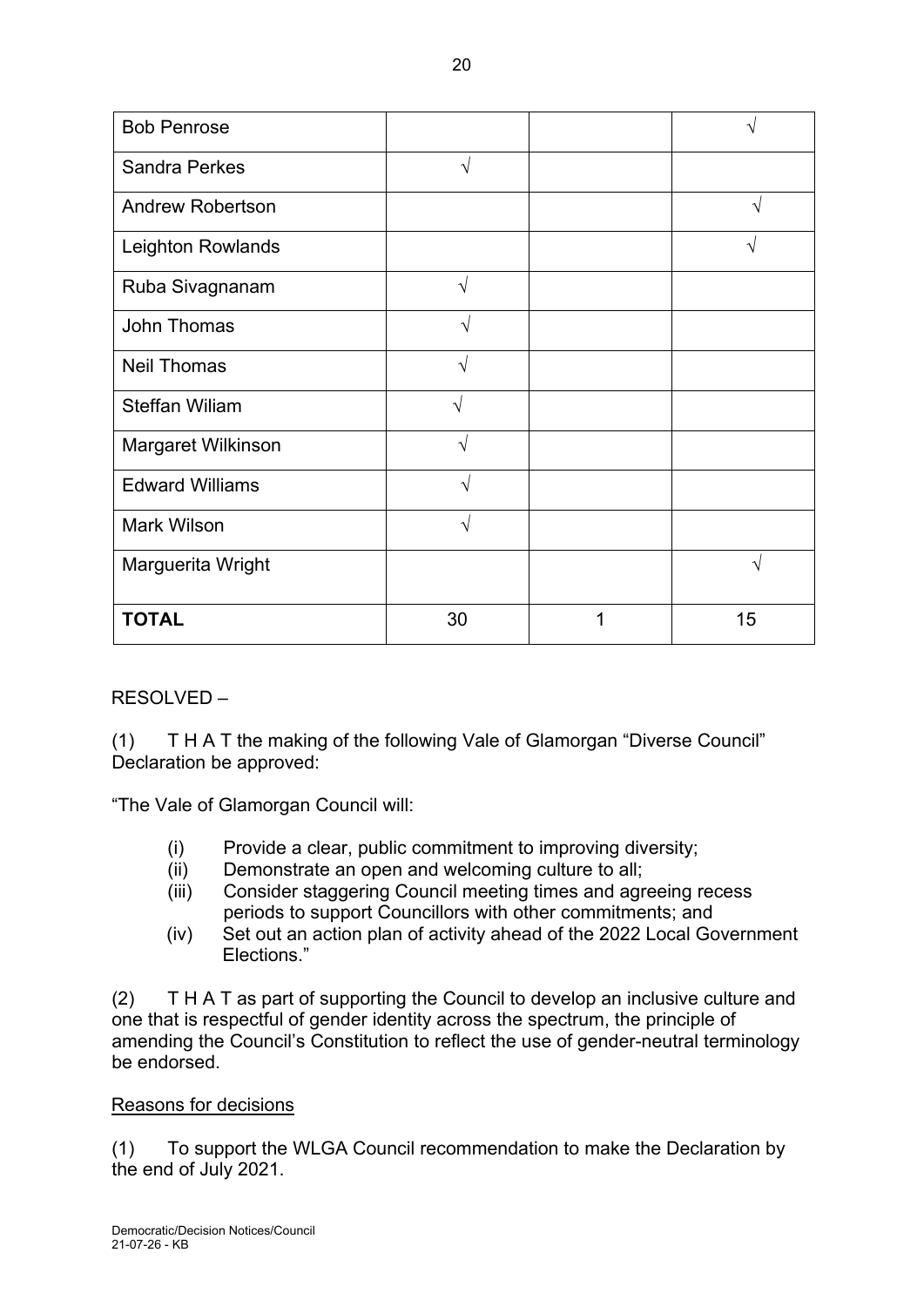| | | | |
|---|---|---|---|
| Bob Penrose | | | √ |
| Sandra Perkes | √ | | |
| Andrew Robertson | | | √ |
| Leighton Rowlands | | | √ |
| Ruba Sivagnanam | √ | | |
| John Thomas | √ | | |
| Neil Thomas | √ | | |
| Steffan Wiliam | √ | | |
| Margaret Wilkinson | √ | | |
| Edward Williams | √ | | |
| Mark Wilson | √ | | |
| Marguerita Wright | | | √ |
| **TOTAL** | 30 | 1 | 15 |

RESOLVED –

(1) T H A T the making of the following Vale of Glamorgan "Diverse Council" Declaration be approved:

"The Vale of Glamorgan Council will:

(i) Provide a clear, public commitment to improving diversity;
(ii) Demonstrate an open and welcoming culture to all;
(iii) Consider staggering Council meeting times and agreeing recess periods to support Councillors with other commitments; and
(iv) Set out an action plan of activity ahead of the 2022 Local Government Elections."

(2) T H A T as part of supporting the Council to develop an inclusive culture and one that is respectful of gender identity across the spectrum, the principle of amending the Council's Constitution to reflect the use of gender-neutral terminology be endorsed.

Reasons for decisions

(1) To support the WLGA Council recommendation to make the Declaration by the end of July 2021.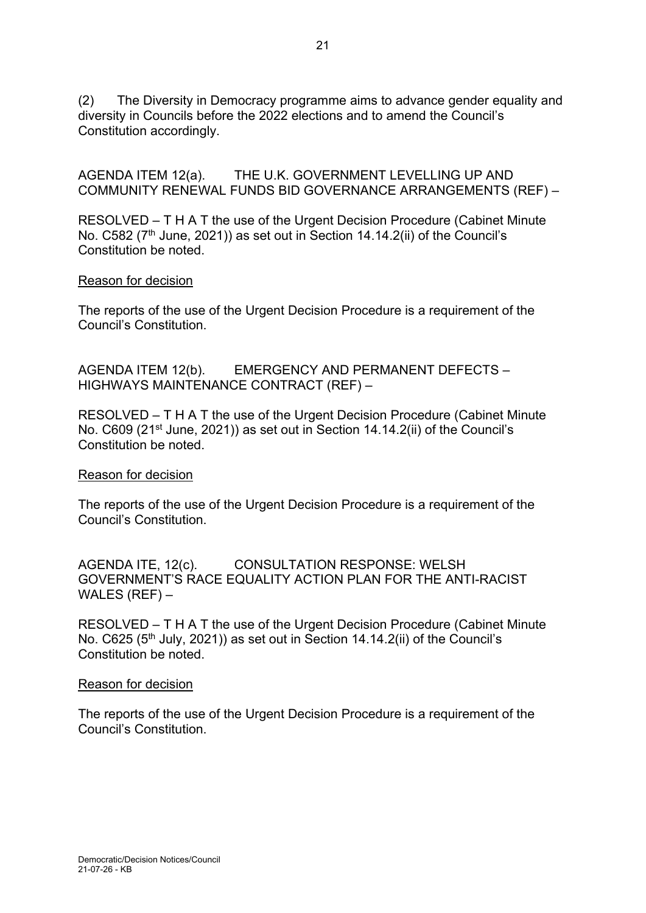(2) The Diversity in Democracy programme aims to advance gender equality and diversity in Councils before the 2022 elections and to amend the Council's Constitution accordingly.

AGENDA ITEM 12(a). THE U.K. GOVERNMENT LEVELLING UP AND COMMUNITY RENEWAL FUNDS BID GOVERNANCE ARRANGEMENTS (REF) –

RESOLVED – T H A T the use of the Urgent Decision Procedure (Cabinet Minute No. C582 (7th June, 2021)) as set out in Section 14.14.2(ii) of the Council's Constitution be noted.

Reason for decision

The reports of the use of the Urgent Decision Procedure is a requirement of the Council's Constitution.

AGENDA ITEM 12(b). EMERGENCY AND PERMANENT DEFECTS – HIGHWAYS MAINTENANCE CONTRACT (REF) –

RESOLVED – T H A T the use of the Urgent Decision Procedure (Cabinet Minute No. C609 (21st June, 2021)) as set out in Section 14.14.2(ii) of the Council's Constitution be noted.

Reason for decision

The reports of the use of the Urgent Decision Procedure is a requirement of the Council's Constitution.

AGENDA ITE, 12(c). CONSULTATION RESPONSE: WELSH GOVERNMENT'S RACE EQUALITY ACTION PLAN FOR THE ANTI-RACIST WALES (REF) –

RESOLVED – T H A T the use of the Urgent Decision Procedure (Cabinet Minute No. C625 (5th July, 2021)) as set out in Section 14.14.2(ii) of the Council's Constitution be noted.

Reason for decision

The reports of the use of the Urgent Decision Procedure is a requirement of the Council's Constitution.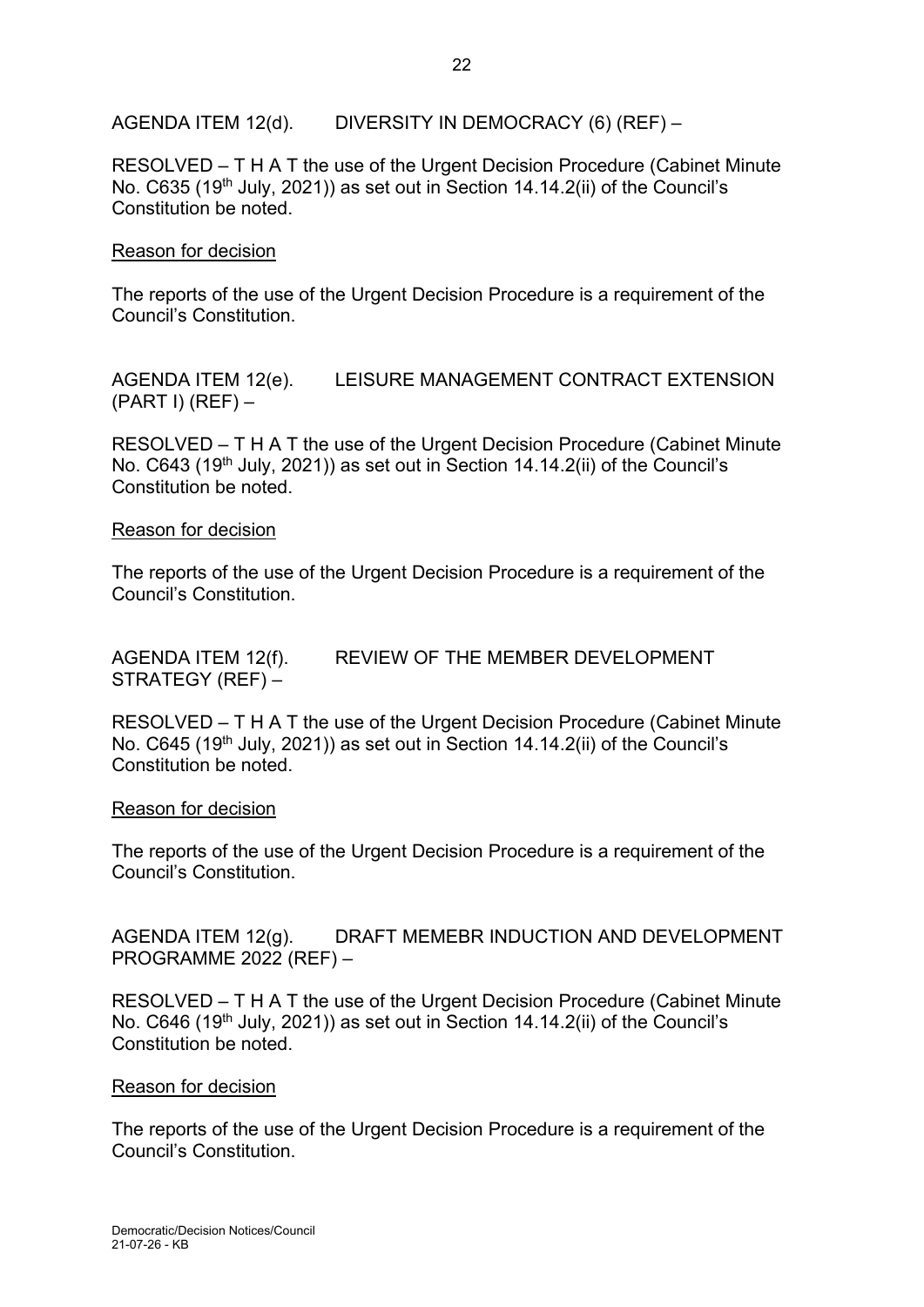AGENDA ITEM 12(d). DIVERSITY IN DEMOCRACY (6) (REF) –

RESOLVED – T H A T the use of the Urgent Decision Procedure (Cabinet Minute No. C635 (19th July, 2021)) as set out in Section 14.14.2(ii) of the Council's Constitution be noted.

Reason for decision

The reports of the use of the Urgent Decision Procedure is a requirement of the Council's Constitution.

AGENDA ITEM 12(e). LEISURE MANAGEMENT CONTRACT EXTENSION (PART I) (REF) –

RESOLVED – T H A T the use of the Urgent Decision Procedure (Cabinet Minute No. C643 (19th July, 2021)) as set out in Section 14.14.2(ii) of the Council's Constitution be noted.

Reason for decision

The reports of the use of the Urgent Decision Procedure is a requirement of the Council's Constitution.

AGENDA ITEM 12(f). REVIEW OF THE MEMBER DEVELOPMENT STRATEGY (REF) –

RESOLVED – T H A T the use of the Urgent Decision Procedure (Cabinet Minute No. C645 (19th July, 2021)) as set out in Section 14.14.2(ii) of the Council's Constitution be noted.

Reason for decision

The reports of the use of the Urgent Decision Procedure is a requirement of the Council's Constitution.

AGENDA ITEM 12(g). DRAFT MEMEBR INDUCTION AND DEVELOPMENT PROGRAMME 2022 (REF) –

RESOLVED – T H A T the use of the Urgent Decision Procedure (Cabinet Minute No. C646 (19th July, 2021)) as set out in Section 14.14.2(ii) of the Council's Constitution be noted.

Reason for decision

The reports of the use of the Urgent Decision Procedure is a requirement of the Council's Constitution.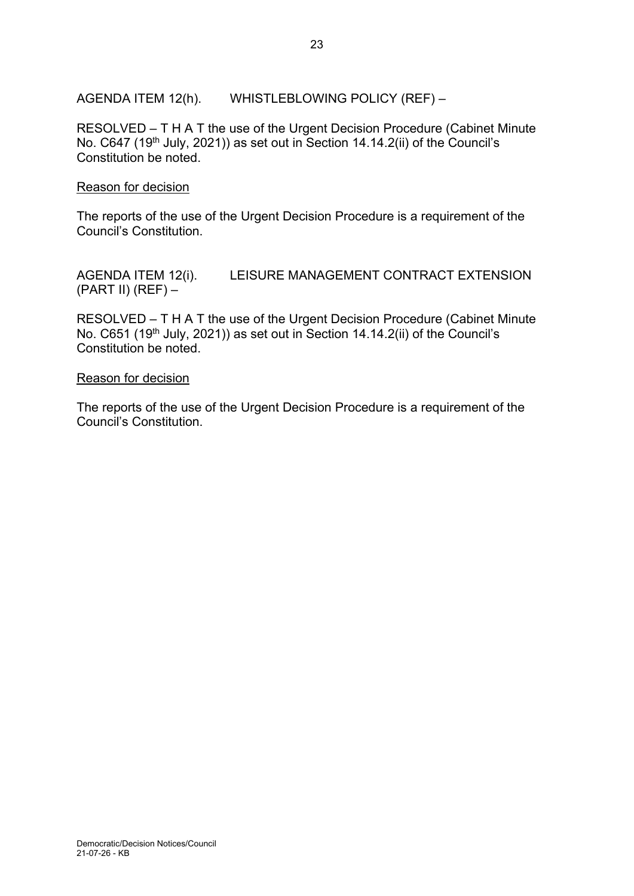AGENDA ITEM 12(h). WHISTLEBLOWING POLICY (REF) –

RESOLVED – T H A T the use of the Urgent Decision Procedure (Cabinet Minute No. C647 (19th July, 2021)) as set out in Section 14.14.2(ii) of the Council's Constitution be noted.

Reason for decision

The reports of the use of the Urgent Decision Procedure is a requirement of the Council's Constitution.

AGENDA ITEM 12(i). LEISURE MANAGEMENT CONTRACT EXTENSION (PART II) (REF) –

RESOLVED – T H A T the use of the Urgent Decision Procedure (Cabinet Minute No. C651 (19th July, 2021)) as set out in Section 14.14.2(ii) of the Council's Constitution be noted.

Reason for decision

The reports of the use of the Urgent Decision Procedure is a requirement of the Council's Constitution.

Democratic/Decision Notices/Council
21-07-26 - KB